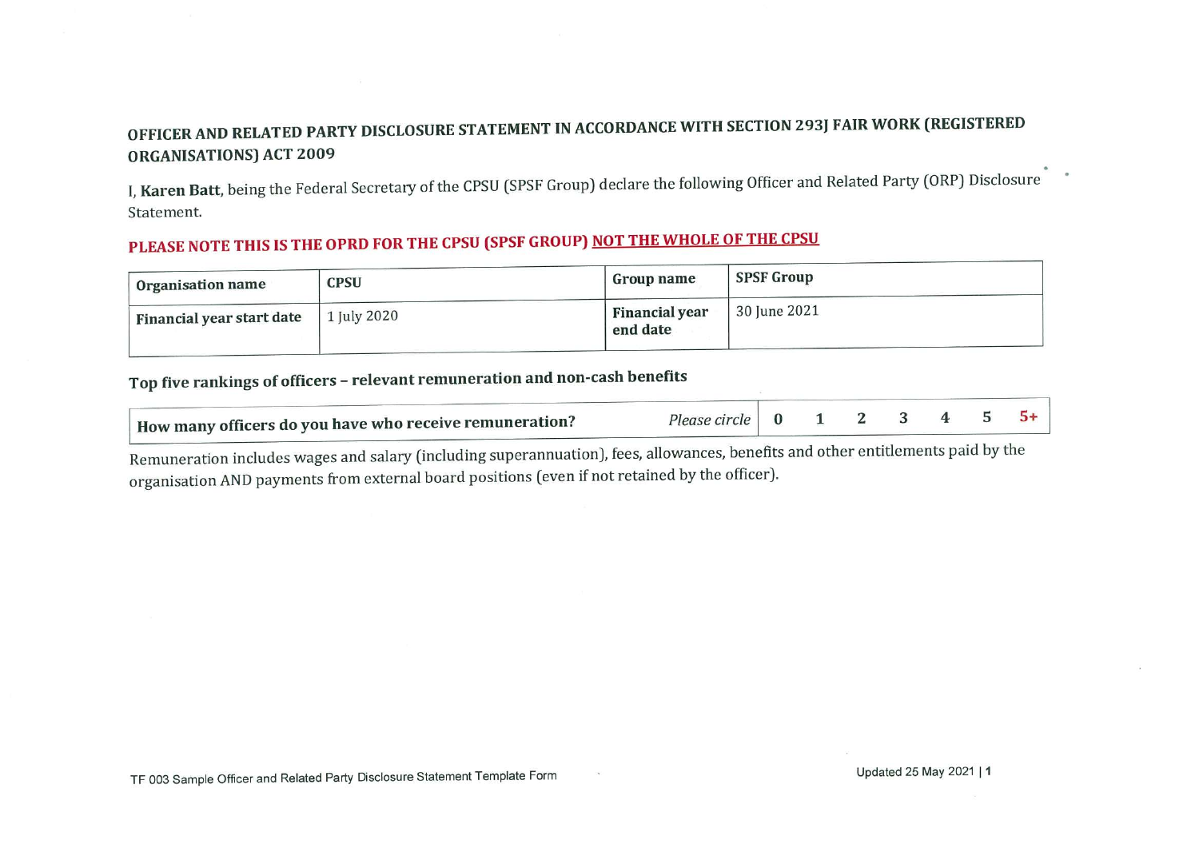## OFFICER AND RELATED PARTY DISCLOSURE STATEMENT IN ACCORDANCE WITH SECTION 293J FAIR WORK (REGISTERED ORGANISATIONS) ACT 2009

I, **Karen Batt**, being the Federal Secretary of the CPSU (SPSF Group) declare the following Officer and Related Party (ORP) Disclosure Statement.

**PLEASE NOTE THIS IS THE OPRD FOR THE CPSU (SPSF GROUP) NOT THE WHOLE OF THE CPSU**

| Organisation name | CPSU | Group name | SPSF Group |
|---|---|---|---|
| **Financial year start date** | 1 July 2020 | **Financial year end date** | 30 June 2021 |

### Top five rankings of officers – relevant remuneration and non-cash benefits

| How many officers do you have who receive remuneration? | *Please circle* | 0 | 1 | 2 | 3 | 4 | 5 | 5+ |
|---|---|---|---|---|---|---|---|---|

Remuneration includes wages and salary (including superannuation), fees, allowances, benefits and other entitlements paid by the organisation AND payments from external board positions (even if not retained by the officer).

TF 003 Sample Officer and Related Party Disclosure Statement Template Form

Updated 25 May 2021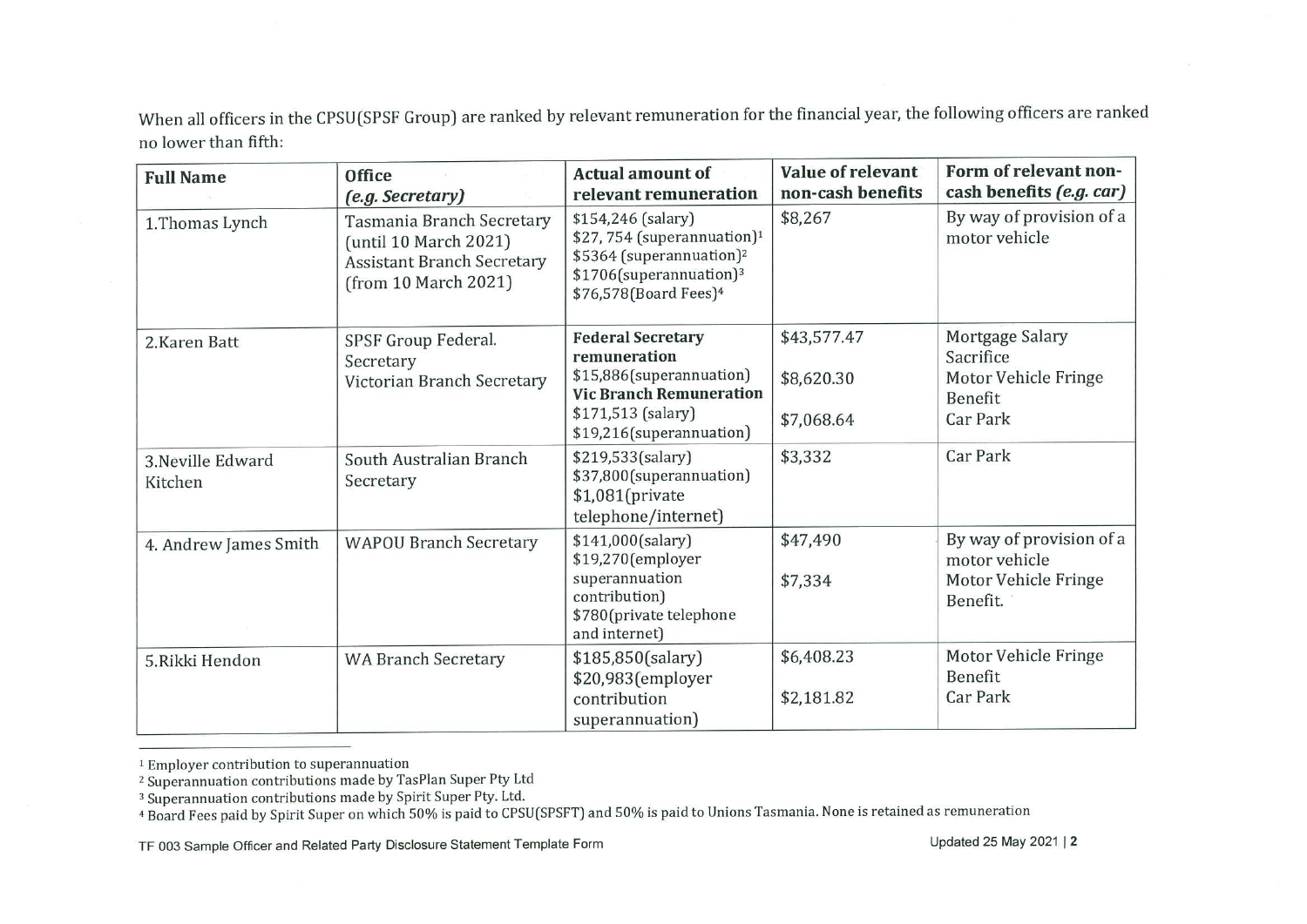When all officers in the CPSU(SPSF Group) are ranked by relevant remuneration for the financial year, the following officers are ranked no lower than fifth:

| Full Name | Office *(e.g. Secretary)* | Actual amount of relevant remuneration | Value of relevant non-cash benefits | Form of relevant non-cash benefits *(e.g. car)* |
|---|---|---|---|---|
| 1.Thomas Lynch | Tasmania Branch Secretary (until 10 March 2021)<br>Assistant Branch Secretary (from 10 March 2021) | $154,246 (salary)<br>$27, 754 (superannuation)[1]<br>$5364 (superannuation)[2]<br>$1706(superannuation)[3]<br>$76,578(Board Fees)[4] | $8,267 | By way of provision of a motor vehicle |
| 2.Karen Batt | SPSF Group Federal. Secretary<br>Victorian Branch Secretary | **Federal Secretary remuneration**<br>$15,886(superannuation)<br>**Vic Branch Remuneration**<br>$171,513 (salary)<br>$19,216(superannuation) | $43,577.47<br>$8,620.30<br>$7,068.64 | Mortgage Salary Sacrifice<br>Motor Vehicle Fringe Benefit<br>Car Park |
| 3.Neville Edward Kitchen | South Australian Branch Secretary | $219,533(salary)<br>$37,800(superannuation)<br>$1,081(private telephone/internet) | $3,332 | Car Park |
| 4. Andrew James Smith | WAPOU Branch Secretary | $141,000(salary)<br>$19,270(employer superannuation contribution)<br>$780(private telephone and internet) | $47,490<br>$7,334 | By way of provision of a motor vehicle<br>Motor Vehicle Fringe Benefit. |
| 5.Rikki Hendon | WA Branch Secretary | $185,850(salary)<br>$20,983(employer contribution superannuation) | $6,408.23<br>$2,181.82 | Motor Vehicle Fringe Benefit<br>Car Park |

[1] Employer contribution to superannuation

[2] Superannuation contributions made by TasPlan Super Pty Ltd

[3] Superannuation contributions made by Spirit Super Pty. Ltd.

[4] Board Fees paid by Spirit Super on which 50% is paid to CPSU(SPSFT) and 50% is paid to Unions Tasmania. None is retained as remuneration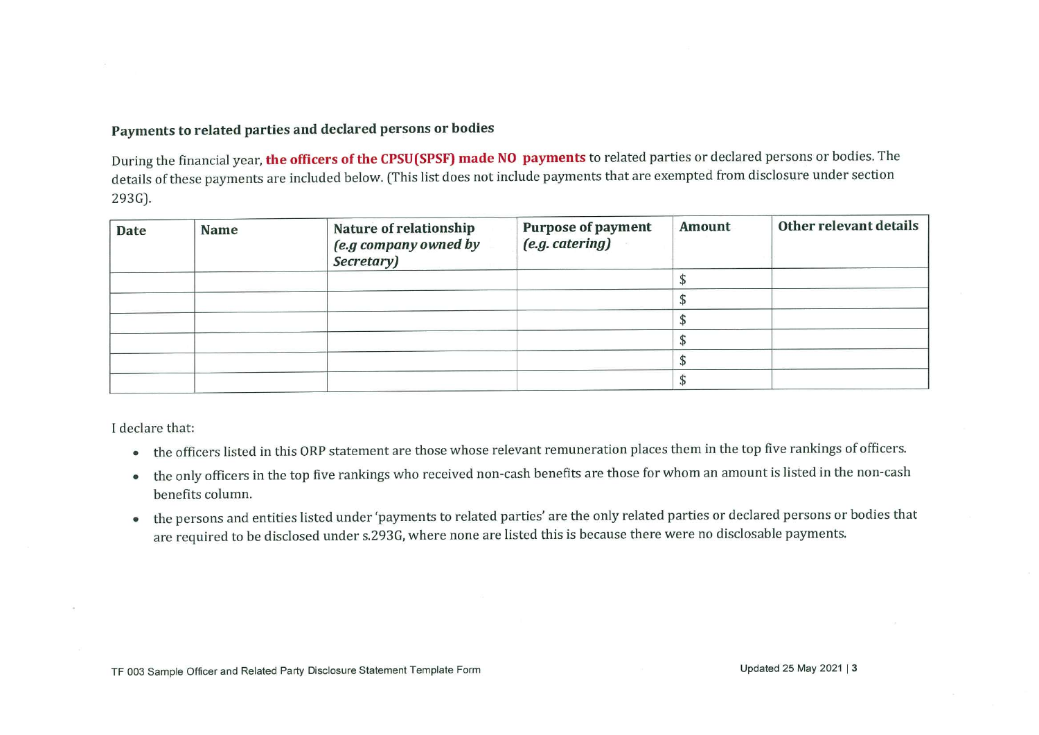## Payments to related parties and declared persons or bodies

During the financial year, **the officers of the CPSU(SPSF) made NO payments** to related parties or declared persons or bodies. The details of these payments are included below. (This list does not include payments that are exempted from disclosure under section 293G).

| Date | Name | Nature of relationship *(e.g company owned by Secretary)* | Purpose of payment *(e.g. catering)* | Amount | Other relevant details |
|---|---|---|---|---|---|
| | | | | $ | |
| | | | | $ | |
| | | | | $ | |
| | | | | $ | |
| | | | | $ | |
| | | | | $ | |

I declare that:

- the officers listed in this ORP statement are those whose relevant remuneration places them in the top five rankings of officers.
- the only officers in the top five rankings who received non-cash benefits are those for whom an amount is listed in the non-cash benefits column.
- the persons and entities listed under 'payments to related parties' are the only related parties or declared persons or bodies that are required to be disclosed under s.293G, where none are listed this is because there were no disclosable payments.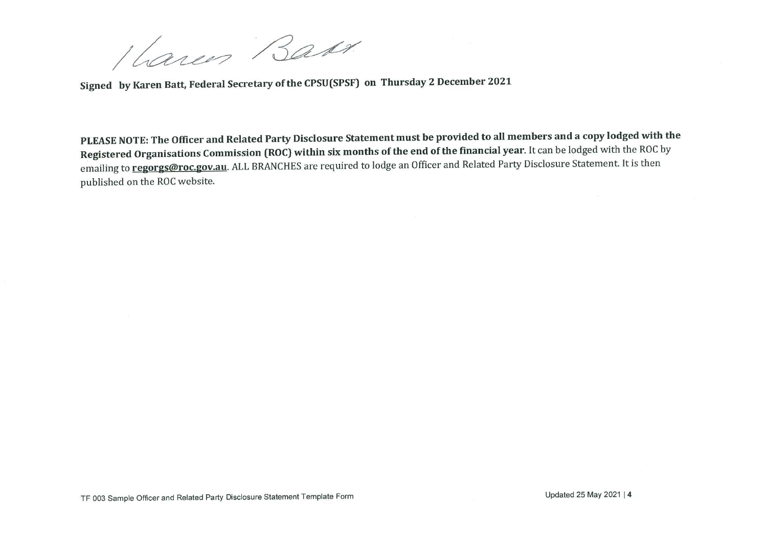**Signed by Karen Batt, Federal Secretary of the CPSU(SPSF) on Thursday 2 December 2021**

**PLEASE NOTE: The Officer and Related Party Disclosure Statement must be provided to all members and a copy lodged with the Registered Organisations Commission (ROC) within six months of the end of the financial year**. It can be lodged with the ROC by emailing to **regorgs@roc.gov.au**. ALL BRANCHES are required to lodge an Officer and Related Party Disclosure Statement. It is then published on the ROC website.

TF 003 Sample Officer and Related Party Disclosure Statement Template Form

Updated 25 May 2021